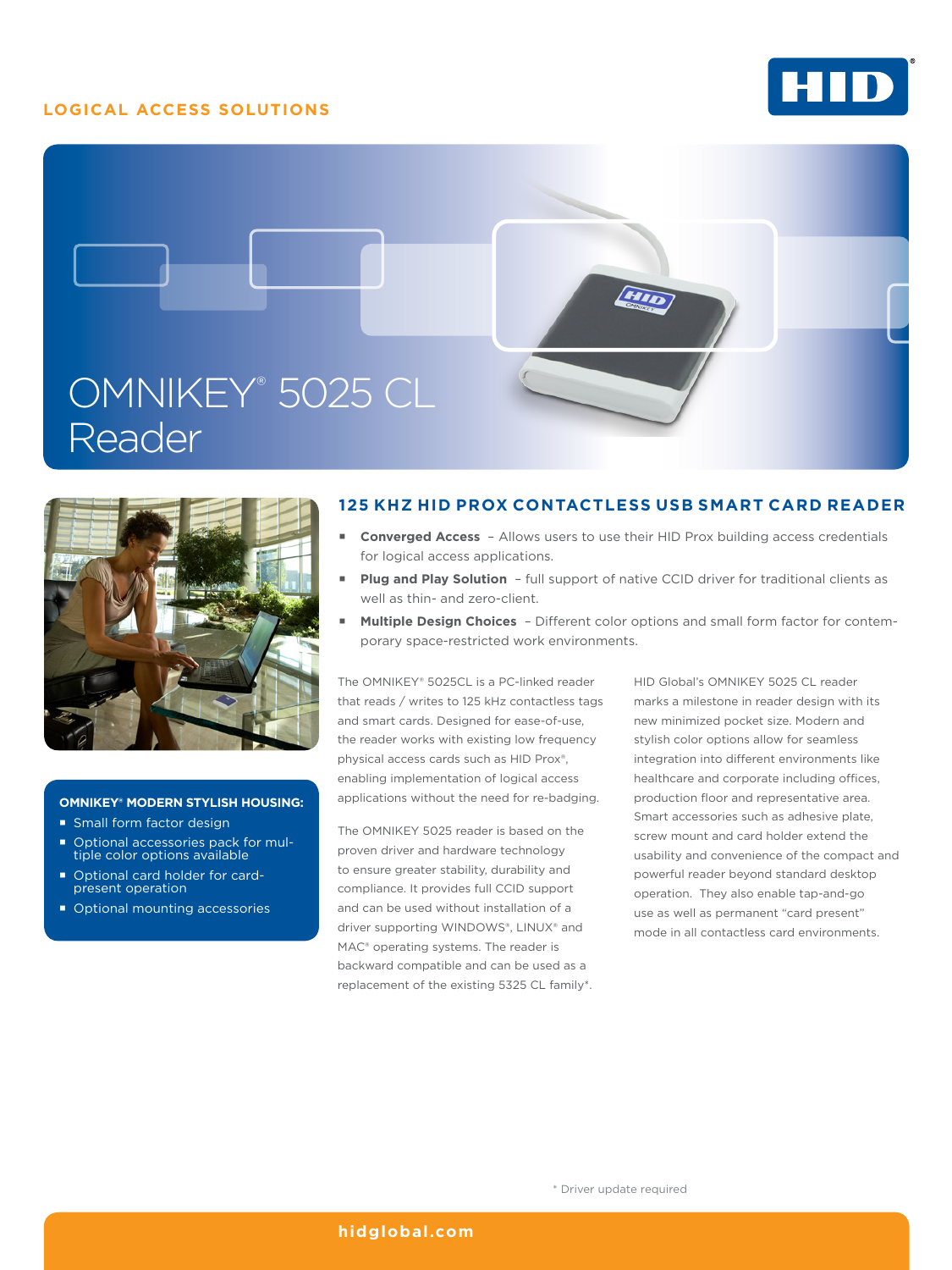LOGICAL ACCESS SOLUTIONS

# OMNIKEY® 5025 CL Reader

## 125 KHZ HID PROX CONTACTLESS USB SMART CARD READER

- **Converged Access** – Allows users to use their HID Prox building access credentials for logical access applications.
- **Plug and Play Solution** – full support of native CCID driver for traditional clients as well as thin- and zero-client.
- **Multiple Design Choices** – Different color options and small form factor for contemporary space-restricted work environments.

The OMNIKEY® 5025CL is a PC-linked reader that reads / writes to 125 kHz contactless tags and smart cards. Designed for ease-of-use, the reader works with existing low frequency physical access cards such as HID Prox®, enabling implementation of logical access applications without the need for re-badging.

The OMNIKEY 5025 reader is based on the proven driver and hardware technology to ensure greater stability, durability and compliance. It provides full CCID support and can be used without installation of a driver supporting WINDOWS®, LINUX® and MAC® operating systems. The reader is backward compatible and can be used as a replacement of the existing 5325 CL family*.

HID Global's OMNIKEY 5025 CL reader marks a milestone in reader design with its new minimized pocket size. Modern and stylish color options allow for seamless integration into different environments like healthcare and corporate including offices, production floor and representative area. Smart accessories such as adhesive plate, screw mount and card holder extend the usability and convenience of the compact and powerful reader beyond standard desktop operation. They also enable tap-and-go use as well as permanent "card present" mode in all contactless card environments.

### OMNIKEY® MODERN STYLISH HOUSING:

- Small form factor design
- Optional accessories pack for multiple color options available
- Optional card holder for card-present operation
- Optional mounting accessories

* Driver update required

hidglobal.com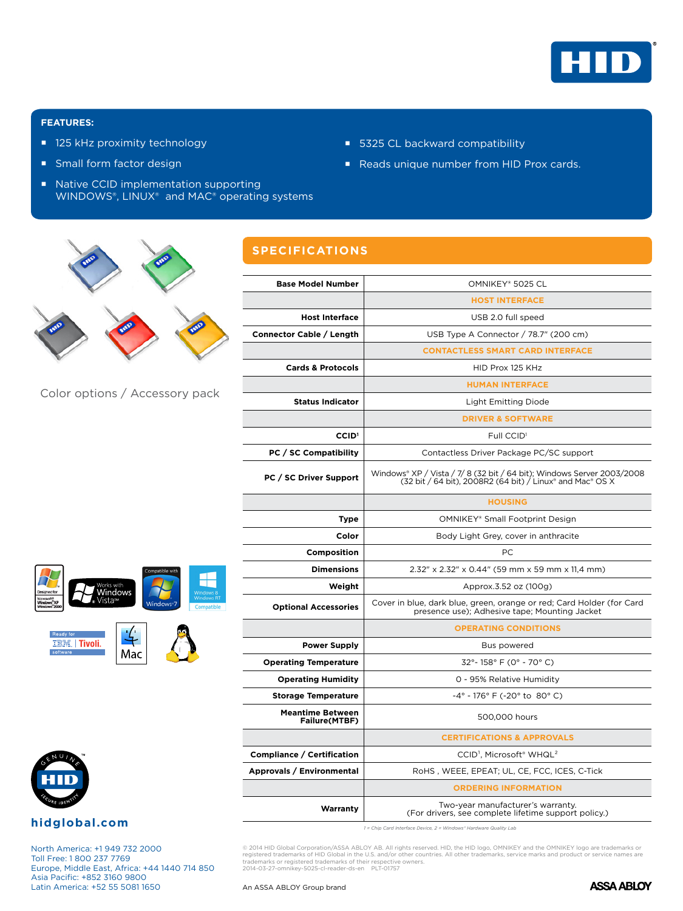## FEATURES:

- 125 kHz proximity technology
- Small form factor design
- Native CCID implementation supporting WINDOWS®, LINUX® and MAC® operating systems
- 5325 CL backward compatibility
- Reads unique number from HID Prox cards.

Color options / Accessory pack

## SPECIFICATIONS

| | |
|---|---|
| **Base Model Number** | OMNIKEY® 5025 CL |
| | **HOST INTERFACE** |
| **Host Interface** | USB 2.0 full speed |
| **Connector Cable / Length** | USB Type A Connector / 78.7" (200 cm) |
| | **CONTACTLESS SMART CARD INTERFACE** |
| **Cards & Protocols** | HID Prox 125 KHz |
| | **HUMAN INTERFACE** |
| **Status Indicator** | Light Emitting Diode |
| | **DRIVER & SOFTWARE** |
| **CCID[1]** | Full CCID[1] |
| **PC / SC Compatibility** | Contactless Driver Package PC/SC support |
| **PC / SC Driver Support** | Windows® XP / Vista / 7/ 8 (32 bit / 64 bit); Windows Server 2003/2008 (32 bit / 64 bit), 2008R2 (64 bit) / Linux® and Mac® OS X |
| | **HOUSING** |
| **Type** | OMNIKEY® Small Footprint Design |
| **Color** | Body Light Grey, cover in anthracite |
| **Composition** | PC |
| **Dimensions** | 2.32" x 2.32" x 0.44" (59 mm x 59 mm x 11,4 mm) |
| **Weight** | Approx.3.52 oz (100g) |
| **Optional Accessories** | Cover in blue, dark blue, green, orange or red; Card Holder (for Card presence use); Adhesive tape; Mounting Jacket |
| | **OPERATING CONDITIONS** |
| **Power Supply** | Bus powered |
| **Operating Temperature** | 32°- 158° F (0° - 70° C) |
| **Operating Humidity** | 0 - 95% Relative Humidity |
| **Storage Temperature** | -4° - 176° F (-20° to 80° C) |
| **Meantime Between Failure(MTBF)** | 500,000 hours |
| | **CERTIFICATIONS & APPROVALS** |
| **Compliance / Certification** | CCID[1], Microsoft® WHQL[2] |
| **Approvals / Environmental** | RoHS , WEEE, EPEAT; UL, CE, FCC, ICES, C-Tick |
| | **ORDERING INFORMATION** |
| **Warranty** | Two-year manufacturer's warranty. (For drivers, see complete lifetime support policy.) |

*1 = Chip Card Interface Device, 2 = Windows® Hardware Quality Lab*

**hidglobal.com**

North America: +1 949 732 2000
Toll Free: 1 800 237 7769
Europe, Middle East, Africa: +44 1440 714 850
Asia Pacific: +852 3160 9800
Latin America: +52 55 5081 1650

© 2014 HID Global Corporation/ASSA ABLOY AB. All rights reserved. HID, the HID logo, OMNIKEY and the OMNIKEY logo are trademarks or registered trademarks of HID Global in the U.S. and/or other countries. All other trademarks, service marks and product or service names are trademarks or registered trademarks of their respective owners.
2014-03-27-omnikey-5025-cl-reader-ds-en PLT-01757

An ASSA ABLOY Group brand

ASSA ABLOY